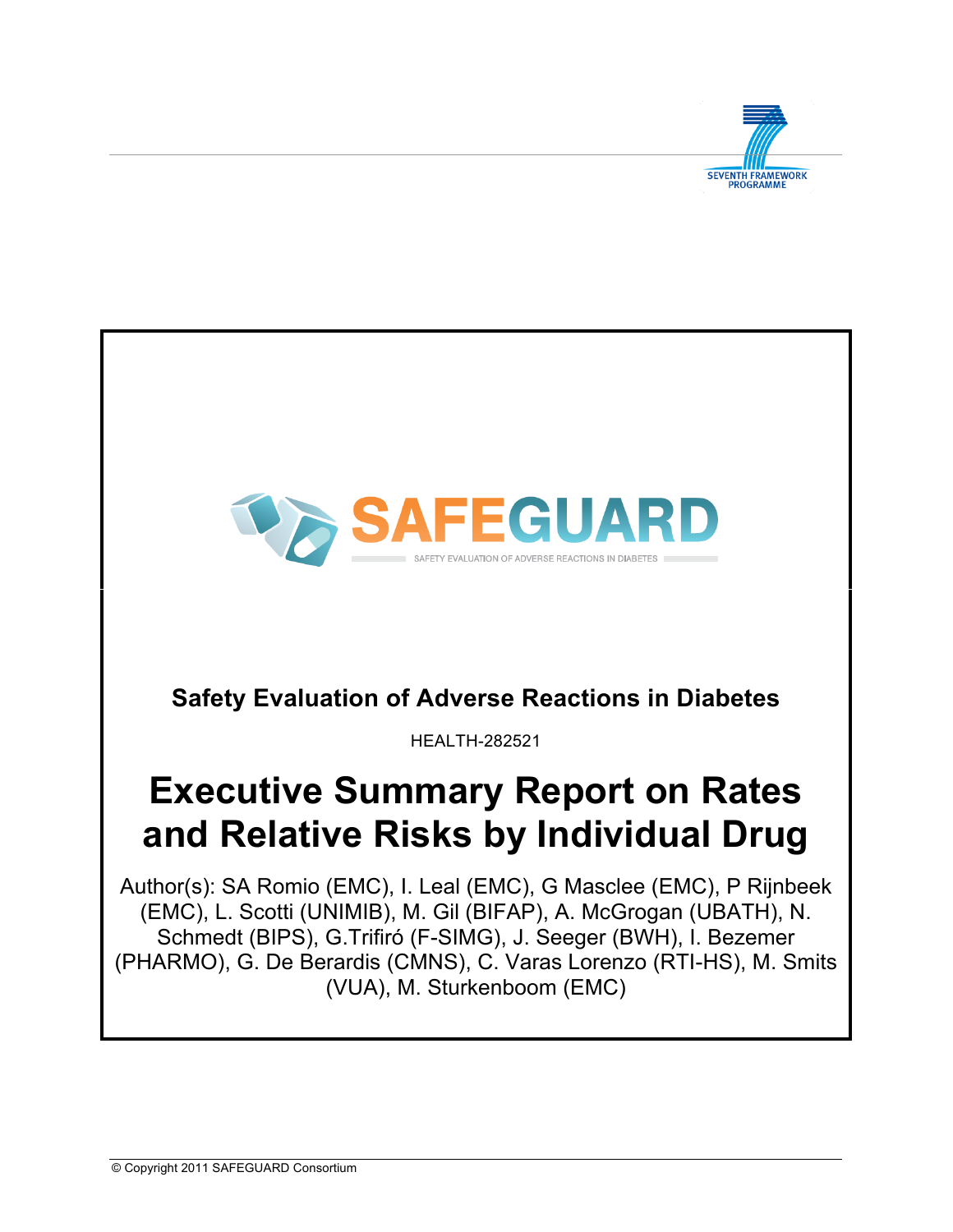SEVENTH FRAMEWORK PROGRAMME

# SAFEGUARD

SAFETY EVALUATION OF ADVERSE REACTIONS IN DIABETES

**Safety Evaluation of Adverse Reactions in Diabetes**

HEALTH-282521

# Executive Summary Report on Rates and Relative Risks by Individual Drug

Author(s): SA Romio (EMC), I. Leal (EMC), G Masclee (EMC), P Rijnbeek (EMC), L. Scotti (UNIMIB), M. Gil (BIFAP), A. McGrogan (UBATH), N. Schmedt (BIPS), G.Trifiró (F-SIMG), J. Seeger (BWH), I. Bezemer (PHARMO), G. De Berardis (CMNS), C. Varas Lorenzo (RTI-HS), M. Smits (VUA), M. Sturkenboom (EMC)

© Copyright 2011 SAFEGUARD Consortium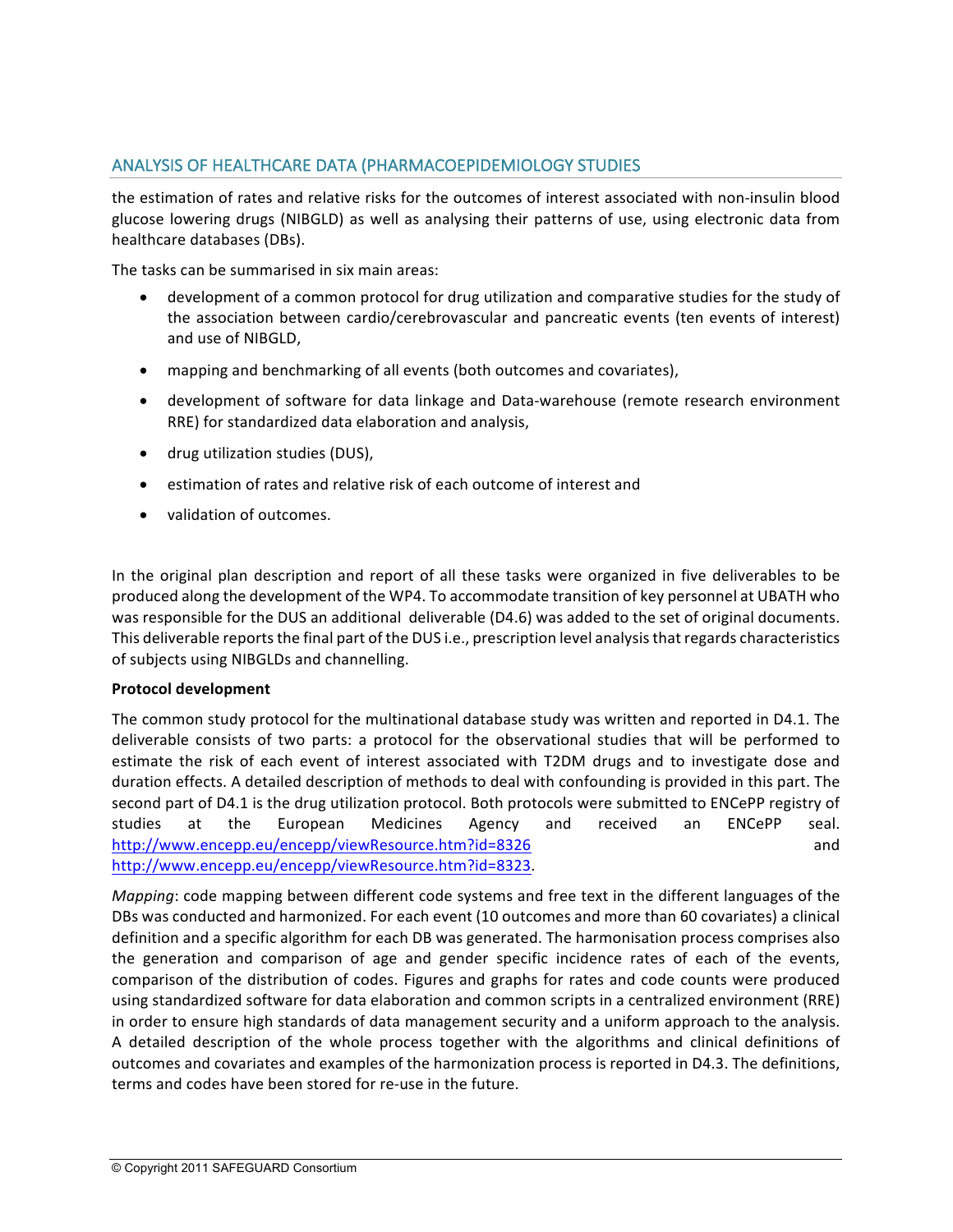## ANALYSIS OF HEALTHCARE DATA (PHARMACOEPIDEMIOLOGY STUDIES

the estimation of rates and relative risks for the outcomes of interest associated with non-insulin blood glucose lowering drugs (NIBGLD) as well as analysing their patterns of use, using electronic data from healthcare databases (DBs).

The tasks can be summarised in six main areas:

- development of a common protocol for drug utilization and comparative studies for the study of the association between cardio/cerebrovascular and pancreatic events (ten events of interest) and use of NIBGLD,
- mapping and benchmarking of all events (both outcomes and covariates),
- development of software for data linkage and Data-warehouse (remote research environment RRE) for standardized data elaboration and analysis,
- drug utilization studies (DUS),
- estimation of rates and relative risk of each outcome of interest and
- validation of outcomes.

In the original plan description and report of all these tasks were organized in five deliverables to be produced along the development of the WP4. To accommodate transition of key personnel at UBATH who was responsible for the DUS an additional deliverable (D4.6) was added to the set of original documents. This deliverable reports the final part of the DUS i.e., prescription level analysis that regards characteristics of subjects using NIBGLDs and channelling.

**Protocol development**

The common study protocol for the multinational database study was written and reported in D4.1. The deliverable consists of two parts: a protocol for the observational studies that will be performed to estimate the risk of each event of interest associated with T2DM drugs and to investigate dose and duration effects. A detailed description of methods to deal with confounding is provided in this part. The second part of D4.1 is the drug utilization protocol. Both protocols were submitted to ENCePP registry of studies at the European Medicines Agency and received an ENCePP seal. http://www.encepp.eu/encepp/viewResource.htm?id=8326 and http://www.encepp.eu/encepp/viewResource.htm?id=8323.

*Mapping*: code mapping between different code systems and free text in the different languages of the DBs was conducted and harmonized. For each event (10 outcomes and more than 60 covariates) a clinical definition and a specific algorithm for each DB was generated. The harmonisation process comprises also the generation and comparison of age and gender specific incidence rates of each of the events, comparison of the distribution of codes. Figures and graphs for rates and code counts were produced using standardized software for data elaboration and common scripts in a centralized environment (RRE) in order to ensure high standards of data management security and a uniform approach to the analysis. A detailed description of the whole process together with the algorithms and clinical definitions of outcomes and covariates and examples of the harmonization process is reported in D4.3. The definitions, terms and codes have been stored for re-use in the future.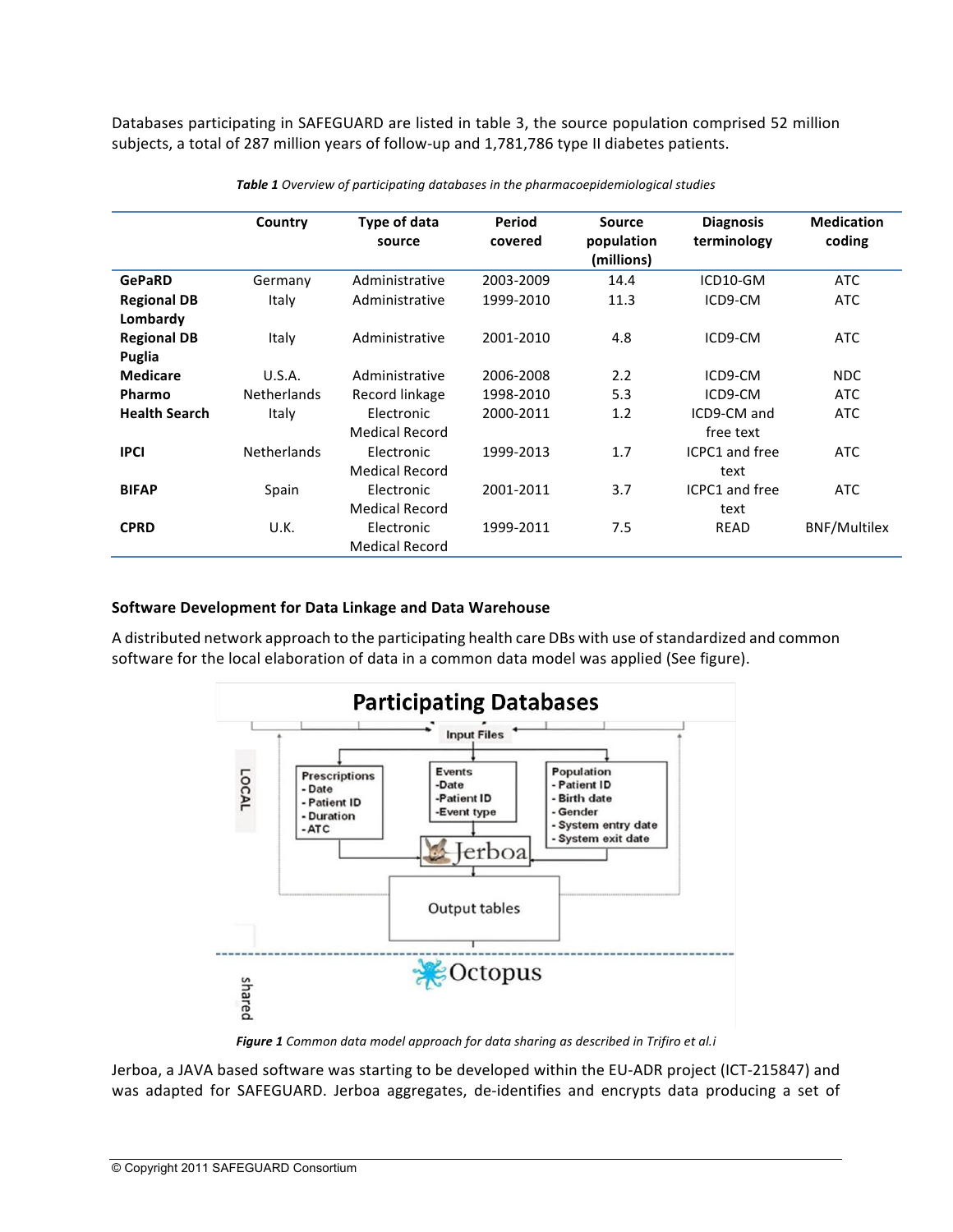Databases participating in SAFEGUARD are listed in table 3, the source population comprised 52 million subjects, a total of 287 million years of follow-up and 1,781,786 type II diabetes patients.

***Table 1*** *Overview of participating databases in the pharmacoepidemiological studies*

| | Country | Type of data source | Period covered | Source population (millions) | Diagnosis terminology | Medication coding |
|---|---|---|---|---|---|---|
| **GePaRD** | Germany | Administrative | 2003-2009 | 14.4 | ICD10-GM | ATC |
| **Regional DB Lombardy** | Italy | Administrative | 1999-2010 | 11.3 | ICD9-CM | ATC |
| **Regional DB Puglia** | Italy | Administrative | 2001-2010 | 4.8 | ICD9-CM | ATC |
| **Medicare** | U.S.A. | Administrative | 2006-2008 | 2.2 | ICD9-CM | NDC |
| **Pharmo** | Netherlands | Record linkage | 1998-2010 | 5.3 | ICD9-CM | ATC |
| **Health Search** | Italy | Electronic Medical Record | 2000-2011 | 1.2 | ICD9-CM and free text | ATC |
| **IPCI** | Netherlands | Electronic Medical Record | 1999-2013 | 1.7 | ICPC1 and free text | ATC |
| **BIFAP** | Spain | Electronic Medical Record | 2001-2011 | 3.7 | ICPC1 and free text | ATC |
| **CPRD** | U.K. | Electronic Medical Record | 1999-2011 | 7.5 | READ | BNF/Multilex |

### Software Development for Data Linkage and Data Warehouse

A distributed network approach to the participating health care DBs with use of standardized and common software for the local elaboration of data in a common data model was applied (See figure).

***Figure 1*** *Common data model approach for data sharing as described in Trifiro et al.i*

Jerboa, a JAVA based software was starting to be developed within the EU-ADR project (ICT-215847) and was adapted for SAFEGUARD. Jerboa aggregates, de-identifies and encrypts data producing a set of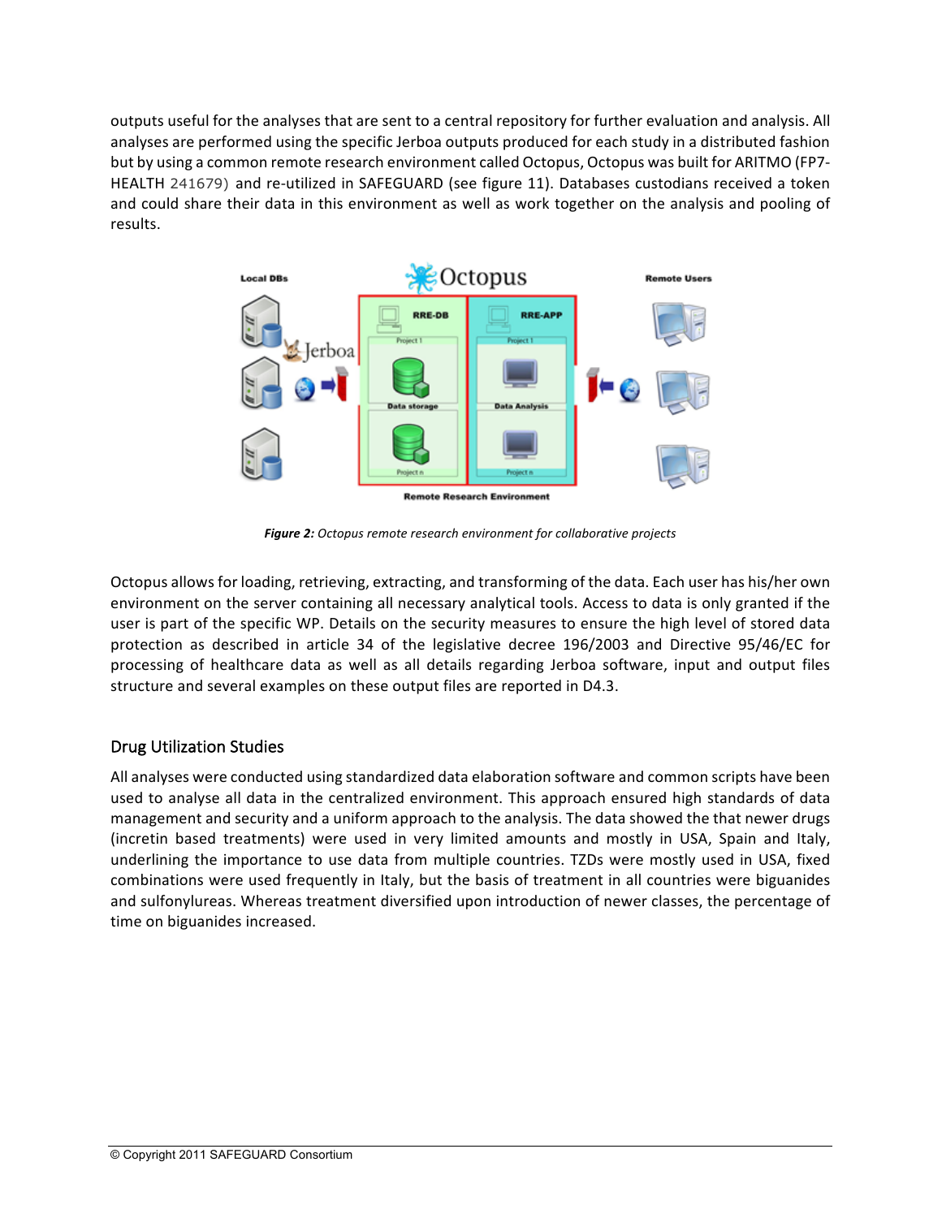outputs useful for the analyses that are sent to a central repository for further evaluation and analysis. All analyses are performed using the specific Jerboa outputs produced for each study in a distributed fashion but by using a common remote research environment called Octopus, Octopus was built for ARITMO (FP7-HEALTH 241679) and re-utilized in SAFEGUARD (see figure 11). Databases custodians received a token and could share their data in this environment as well as work together on the analysis and pooling of results.

***Figure 2:*** *Octopus remote research environment for collaborative projects*

Octopus allows for loading, retrieving, extracting, and transforming of the data. Each user has his/her own environment on the server containing all necessary analytical tools. Access to data is only granted if the user is part of the specific WP. Details on the security measures to ensure the high level of stored data protection as described in article 34 of the legislative decree 196/2003 and Directive 95/46/EC for processing of healthcare data as well as all details regarding Jerboa software, input and output files structure and several examples on these output files are reported in D4.3.

## Drug Utilization Studies

All analyses were conducted using standardized data elaboration software and common scripts have been used to analyse all data in the centralized environment. This approach ensured high standards of data management and security and a uniform approach to the analysis. The data showed the that newer drugs (incretin based treatments) were used in very limited amounts and mostly in USA, Spain and Italy, underlining the importance to use data from multiple countries. TZDs were mostly used in USA, fixed combinations were used frequently in Italy, but the basis of treatment in all countries were biguanides and sulfonylureas. Whereas treatment diversified upon introduction of newer classes, the percentage of time on biguanides increased.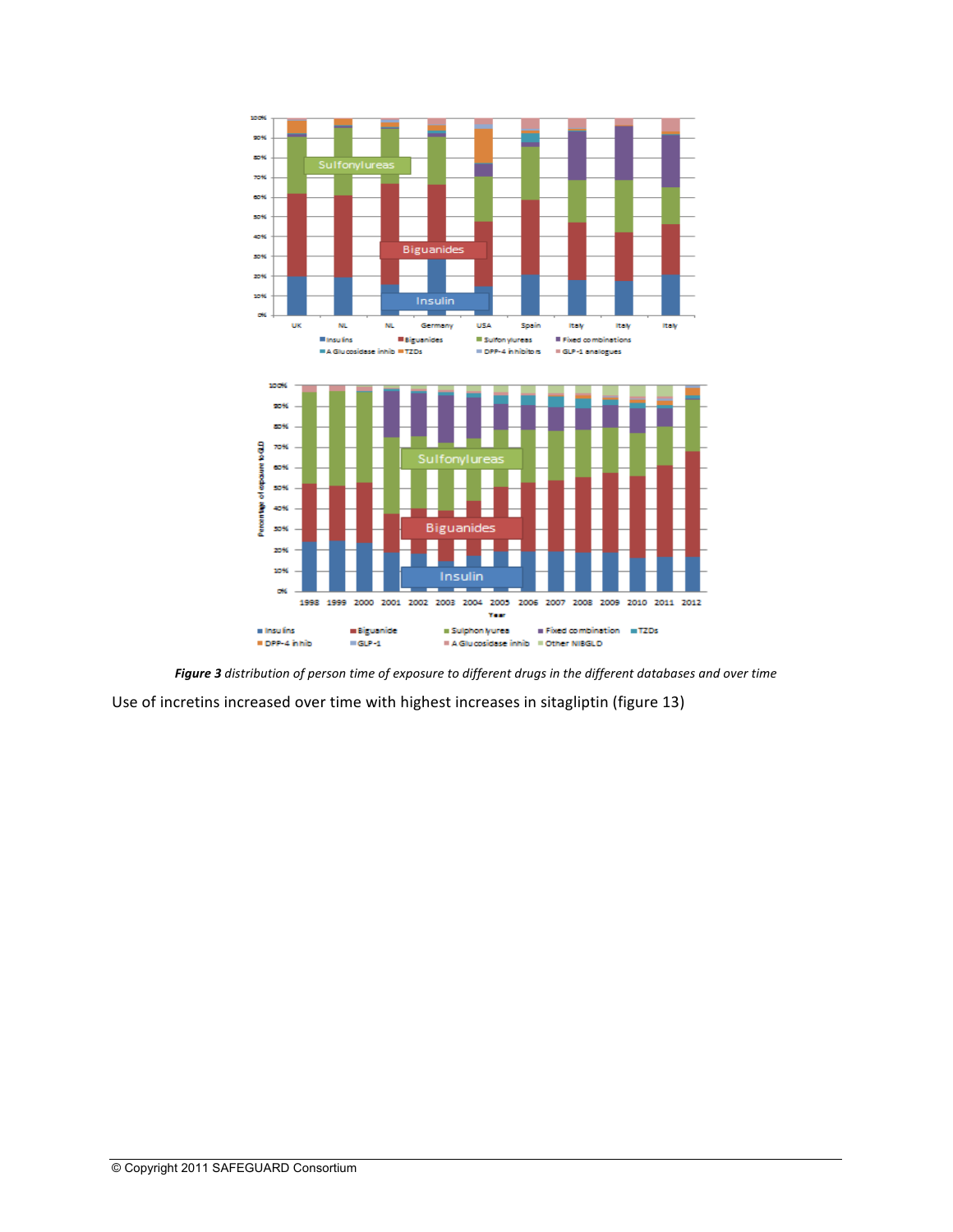***Figure 3*** *distribution of person time of exposure to different drugs in the different databases and over time*

Use of incretins increased over time with highest increases in sitagliptin (figure 13)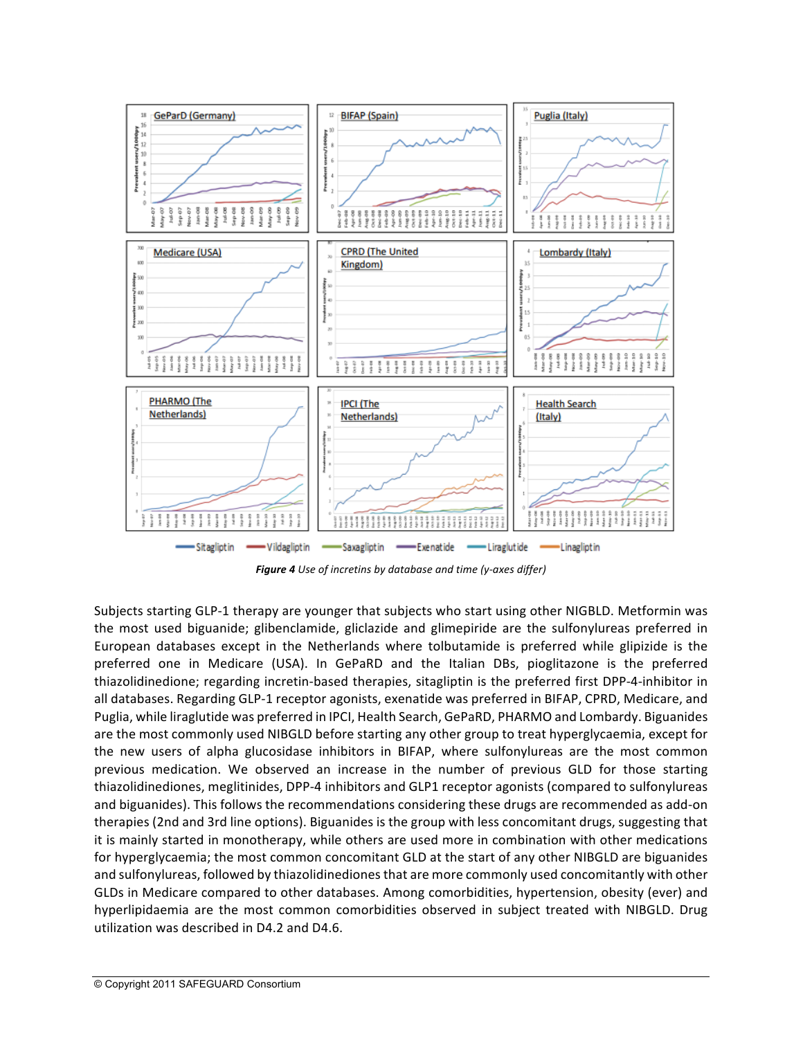*Figure 4* Use of incretins by database and time (y-axes differ)

Subjects starting GLP-1 therapy are younger that subjects who start using other NIGBLD. Metformin was the most used biguanide; glibenclamide, gliclazide and glimepiride are the sulfonylureas preferred in European databases except in the Netherlands where tolbutamide is preferred while glipizide is the preferred one in Medicare (USA). In GePaRD and the Italian DBs, pioglitazone is the preferred thiazolidinedione; regarding incretin-based therapies, sitagliptin is the preferred first DPP-4-inhibitor in all databases. Regarding GLP-1 receptor agonists, exenatide was preferred in BIFAP, CPRD, Medicare, and Puglia, while liraglutide was preferred in IPCI, Health Search, GePaRD, PHARMO and Lombardy. Biguanides are the most commonly used NIBGLD before starting any other group to treat hyperglycaemia, except for the new users of alpha glucosidase inhibitors in BIFAP, where sulfonylureas are the most common previous medication. We observed an increase in the number of previous GLD for those starting thiazolidinediones, meglitinides, DPP-4 inhibitors and GLP1 receptor agonists (compared to sulfonylureas and biguanides). This follows the recommendations considering these drugs are recommended as add-on therapies (2nd and 3rd line options). Biguanides is the group with less concomitant drugs, suggesting that it is mainly started in monotherapy, while others are used more in combination with other medications for hyperglycaemia; the most common concomitant GLD at the start of any other NIBGLD are biguanides and sulfonylureas, followed by thiazolidinediones that are more commonly used concomitantly with other GLDs in Medicare compared to other databases. Among comorbidities, hypertension, obesity (ever) and hyperlipidaemia are the most common comorbidities observed in subject treated with NIBGLD. Drug utilization was described in D4.2 and D4.6.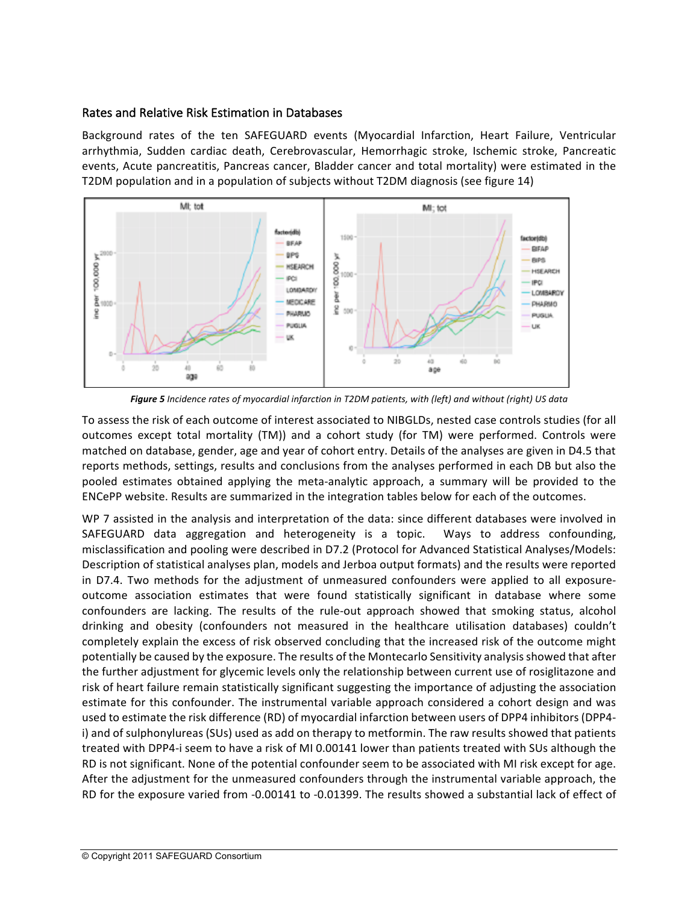## Rates and Relative Risk Estimation in Databases

Background rates of the ten SAFEGUARD events (Myocardial Infarction, Heart Failure, Ventricular arrhythmia, Sudden cardiac death, Cerebrovascular, Hemorrhagic stroke, Ischemic stroke, Pancreatic events, Acute pancreatitis, Pancreas cancer, Bladder cancer and total mortality) were estimated in the T2DM population and in a population of subjects without T2DM diagnosis (see figure 14)

***Figure 5*** *Incidence rates of myocardial infarction in T2DM patients, with (left) and without (right) US data*

To assess the risk of each outcome of interest associated to NIBGLDs, nested case controls studies (for all outcomes except total mortality (TM)) and a cohort study (for TM) were performed. Controls were matched on database, gender, age and year of cohort entry. Details of the analyses are given in D4.5 that reports methods, settings, results and conclusions from the analyses performed in each DB but also the pooled estimates obtained applying the meta-analytic approach, a summary will be provided to the ENCePP website. Results are summarized in the integration tables below for each of the outcomes.

WP 7 assisted in the analysis and interpretation of the data: since different databases were involved in SAFEGUARD data aggregation and heterogeneity is a topic. Ways to address confounding, misclassification and pooling were described in D7.2 (Protocol for Advanced Statistical Analyses/Models: Description of statistical analyses plan, models and Jerboa output formats) and the results were reported in D7.4. Two methods for the adjustment of unmeasured confounders were applied to all exposure-outcome association estimates that were found statistically significant in database where some confounders are lacking. The results of the rule-out approach showed that smoking status, alcohol drinking and obesity (confounders not measured in the healthcare utilisation databases) couldn't completely explain the excess of risk observed concluding that the increased risk of the outcome might potentially be caused by the exposure. The results of the Montecarlo Sensitivity analysis showed that after the further adjustment for glycemic levels only the relationship between current use of rosiglitazone and risk of heart failure remain statistically significant suggesting the importance of adjusting the association estimate for this confounder. The instrumental variable approach considered a cohort design and was used to estimate the risk difference (RD) of myocardial infarction between users of DPP4 inhibitors (DPP4-i) and of sulphonylureas (SUs) used as add on therapy to metformin. The raw results showed that patients treated with DPP4-i seem to have a risk of MI 0.00141 lower than patients treated with SUs although the RD is not significant. None of the potential confounder seem to be associated with MI risk except for age. After the adjustment for the unmeasured confounders through the instrumental variable approach, the RD for the exposure varied from -0.00141 to -0.01399. The results showed a substantial lack of effect of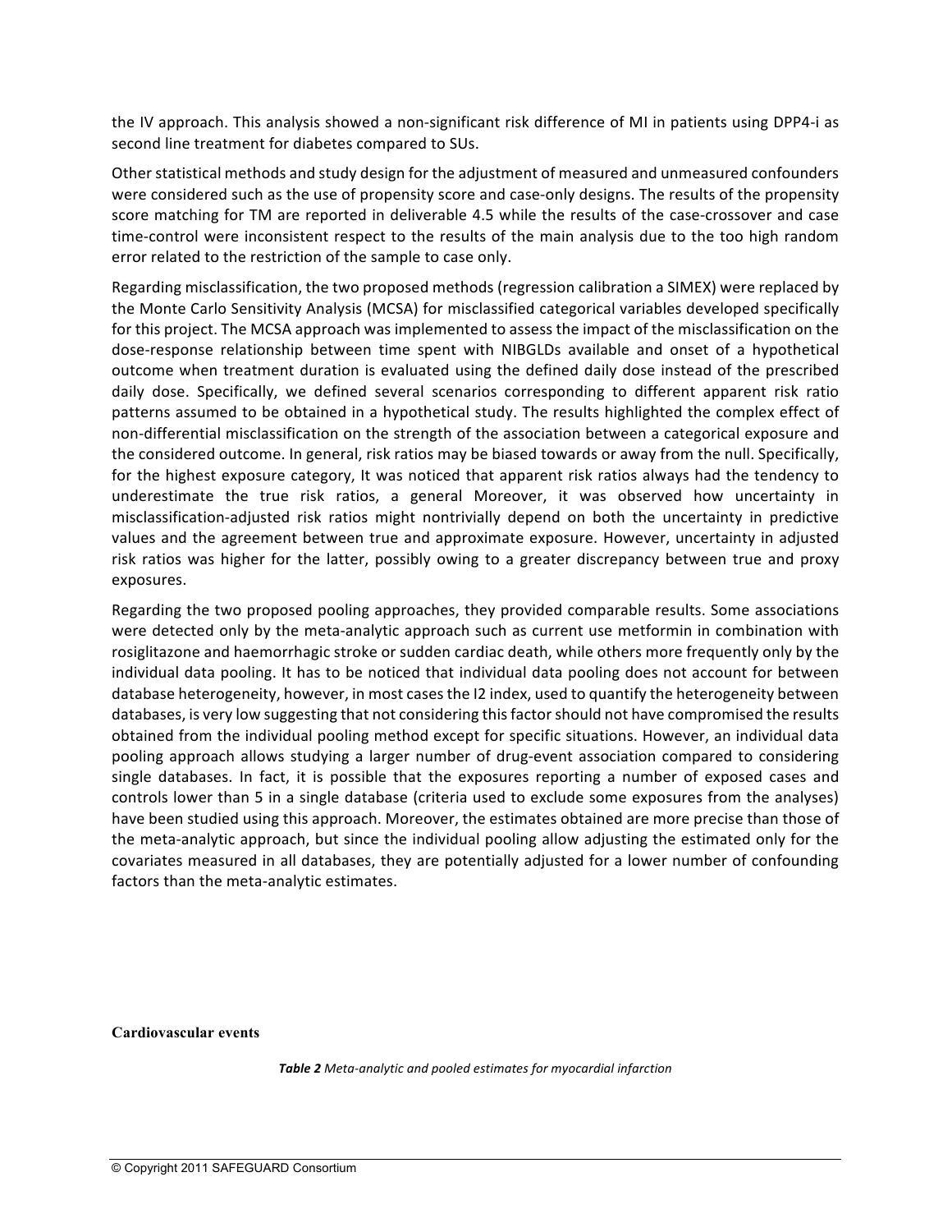the IV approach. This analysis showed a non-significant risk difference of MI in patients using DPP4-i as second line treatment for diabetes compared to SUs.

Other statistical methods and study design for the adjustment of measured and unmeasured confounders were considered such as the use of propensity score and case-only designs. The results of the propensity score matching for TM are reported in deliverable 4.5 while the results of the case-crossover and case time-control were inconsistent respect to the results of the main analysis due to the too high random error related to the restriction of the sample to case only.

Regarding misclassification, the two proposed methods (regression calibration a SIMEX) were replaced by the Monte Carlo Sensitivity Analysis (MCSA) for misclassified categorical variables developed specifically for this project. The MCSA approach was implemented to assess the impact of the misclassification on the dose-response relationship between time spent with NIBGLDs available and onset of a hypothetical outcome when treatment duration is evaluated using the defined daily dose instead of the prescribed daily dose. Specifically, we defined several scenarios corresponding to different apparent risk ratio patterns assumed to be obtained in a hypothetical study. The results highlighted the complex effect of non-differential misclassification on the strength of the association between a categorical exposure and the considered outcome. In general, risk ratios may be biased towards or away from the null. Specifically, for the highest exposure category, It was noticed that apparent risk ratios always had the tendency to underestimate the true risk ratios, a general Moreover, it was observed how uncertainty in misclassification-adjusted risk ratios might nontrivially depend on both the uncertainty in predictive values and the agreement between true and approximate exposure. However, uncertainty in adjusted risk ratios was higher for the latter, possibly owing to a greater discrepancy between true and proxy exposures.

Regarding the two proposed pooling approaches, they provided comparable results. Some associations were detected only by the meta-analytic approach such as current use metformin in combination with rosiglitazone and haemorrhagic stroke or sudden cardiac death, while others more frequently only by the individual data pooling. It has to be noticed that individual data pooling does not account for between database heterogeneity, however, in most cases the I2 index, used to quantify the heterogeneity between databases, is very low suggesting that not considering this factor should not have compromised the results obtained from the individual pooling method except for specific situations. However, an individual data pooling approach allows studying a larger number of drug-event association compared to considering single databases. In fact, it is possible that the exposures reporting a number of exposed cases and controls lower than 5 in a single database (criteria used to exclude some exposures from the analyses) have been studied using this approach. Moreover, the estimates obtained are more precise than those of the meta-analytic approach, but since the individual pooling allow adjusting the estimated only for the covariates measured in all databases, they are potentially adjusted for a lower number of confounding factors than the meta-analytic estimates.

**Cardiovascular events**

***Table 2*** *Meta-analytic and pooled estimates for myocardial infarction*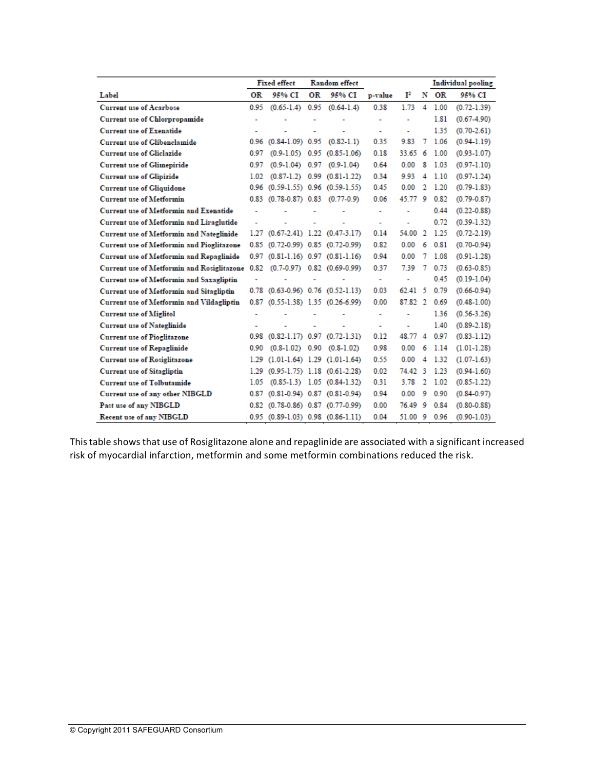| Label | Fixed effect | | Random effect | | | | | Individual pooling | |
|---|---|---|---|---|---|---|---|---|---|
| | OR | 95% CI | OR | 95% CI | p-value | $I^2$ | N | OR | 95% CI |
| Current use of Acarbose | 0.95 | (0.65-1.4) | 0.95 | (0.64-1.4) | 0.38 | 1.73 | 4 | 1.00 | (0.72-1.39) |
| Current use of Chlorpropamide | - | - | - | - | - | - | | 1.81 | (0.67-4.90) |
| Current use of Exenatide | - | - | - | - | - | - | | 1.35 | (0.70-2.61) |
| Current use of Glibenclamide | 0.96 | (0.84-1.09) | 0.95 | (0.82-1.1) | 0.35 | 9.83 | 7 | 1.06 | (0.94-1.19) |
| Current use of Gliclazide | 0.97 | (0.9-1.05) | 0.95 | (0.85-1.06) | 0.18 | 33.65 | 6 | 1.00 | (0.93-1.07) |
| Current use of Glimepiride | 0.97 | (0.9-1.04) | 0.97 | (0.9-1.04) | 0.64 | 0.00 | 8 | 1.03 | (0.97-1.10) |
| Current use of Glipizide | 1.02 | (0.87-1.2) | 0.99 | (0.81-1.22) | 0.34 | 9.93 | 4 | 1.10 | (0.97-1.24) |
| Current use of Gliquidone | 0.96 | (0.59-1.55) | 0.96 | (0.59-1.55) | 0.45 | 0.00 | 2 | 1.20 | (0.79-1.83) |
| Current use of Metformin | 0.83 | (0.78-0.87) | 0.83 | (0.77-0.9) | 0.06 | 45.77 | 9 | 0.82 | (0.79-0.87) |
| Current use of Metformin and Exenatide | - | - | - | - | - | - | | 0.44 | (0.22-0.88) |
| Current use of Metformin and Liraglutide | - | - | - | - | - | - | | 0.72 | (0.39-1.32) |
| Current use of Metformin and Nateglinide | 1.27 | (0.67-2.41) | 1.22 | (0.47-3.17) | 0.14 | 54.00 | 2 | 1.25 | (0.72-2.19) |
| Current use of Metformin and Pioglitazone | 0.85 | (0.72-0.99) | 0.85 | (0.72-0.99) | 0.82 | 0.00 | 6 | 0.81 | (0.70-0.94) |
| Current use of Metformin and Repaglinide | 0.97 | (0.81-1.16) | 0.97 | (0.81-1.16) | 0.94 | 0.00 | 7 | 1.08 | (0.91-1.28) |
| Current use of Metformin and Rosiglitazone | 0.82 | (0.7-0.97) | 0.82 | (0.69-0.99) | 0.37 | 7.39 | 7 | 0.73 | (0.63-0.85) |
| Current use of Metformin and Saxagliptin | - | - | - | - | - | - | | 0.45 | (0.19-1.04) |
| Current use of Metformin and Sitagliptin | 0.78 | (0.63-0.96) | 0.76 | (0.52-1.13) | 0.03 | 62.41 | 5 | 0.79 | (0.66-0.94) |
| Current use of Metformin and Vildagliptin | 0.87 | (0.55-1.38) | 1.35 | (0.26-6.99) | 0.00 | 87.82 | 2 | 0.69 | (0.48-1.00) |
| Current use of Miglitol | - | - | - | - | - | - | | 1.36 | (0.56-3.26) |
| Current use of Nateglinide | - | - | - | - | - | - | | 1.40 | (0.89-2.18) |
| Current use of Pioglitazone | 0.98 | (0.82-1.17) | 0.97 | (0.72-1.31) | 0.12 | 48.77 | 4 | 0.97 | (0.83-1.12) |
| Current use of Repaglinide | 0.90 | (0.8-1.02) | 0.90 | (0.8-1.02) | 0.98 | 0.00 | 6 | 1.14 | (1.01-1.28) |
| Current use of Rosiglitazone | 1.29 | (1.01-1.64) | 1.29 | (1.01-1.64) | 0.55 | 0.00 | 4 | 1.32 | (1.07-1.63) |
| Current use of Sitagliptin | 1.29 | (0.95-1.75) | 1.18 | (0.61-2.28) | 0.02 | 74.42 | 3 | 1.23 | (0.94-1.60) |
| Current use of Tolbutamide | 1.05 | (0.85-1.3) | 1.05 | (0.84-1.32) | 0.31 | 3.78 | 2 | 1.02 | (0.85-1.22) |
| Current use of any other NIBGLD | 0.87 | (0.81-0.94) | 0.87 | (0.81-0.94) | 0.94 | 0.00 | 9 | 0.90 | (0.84-0.97) |
| Past use of any NIBGLD | 0.82 | (0.78-0.86) | 0.87 | (0.77-0.99) | 0.00 | 76.49 | 9 | 0.84 | (0.80-0.88) |
| Recent use of any NIBGLD | 0.95 | (0.89-1.03) | 0.98 | (0.86-1.11) | 0.04 | 51.00 | 9 | 0.96 | (0.90-1.03) |

This table shows that use of Rosiglitazone alone and repaglinide are associated with a significant increased risk of myocardial infarction, metformin and some metformin combinations reduced the risk.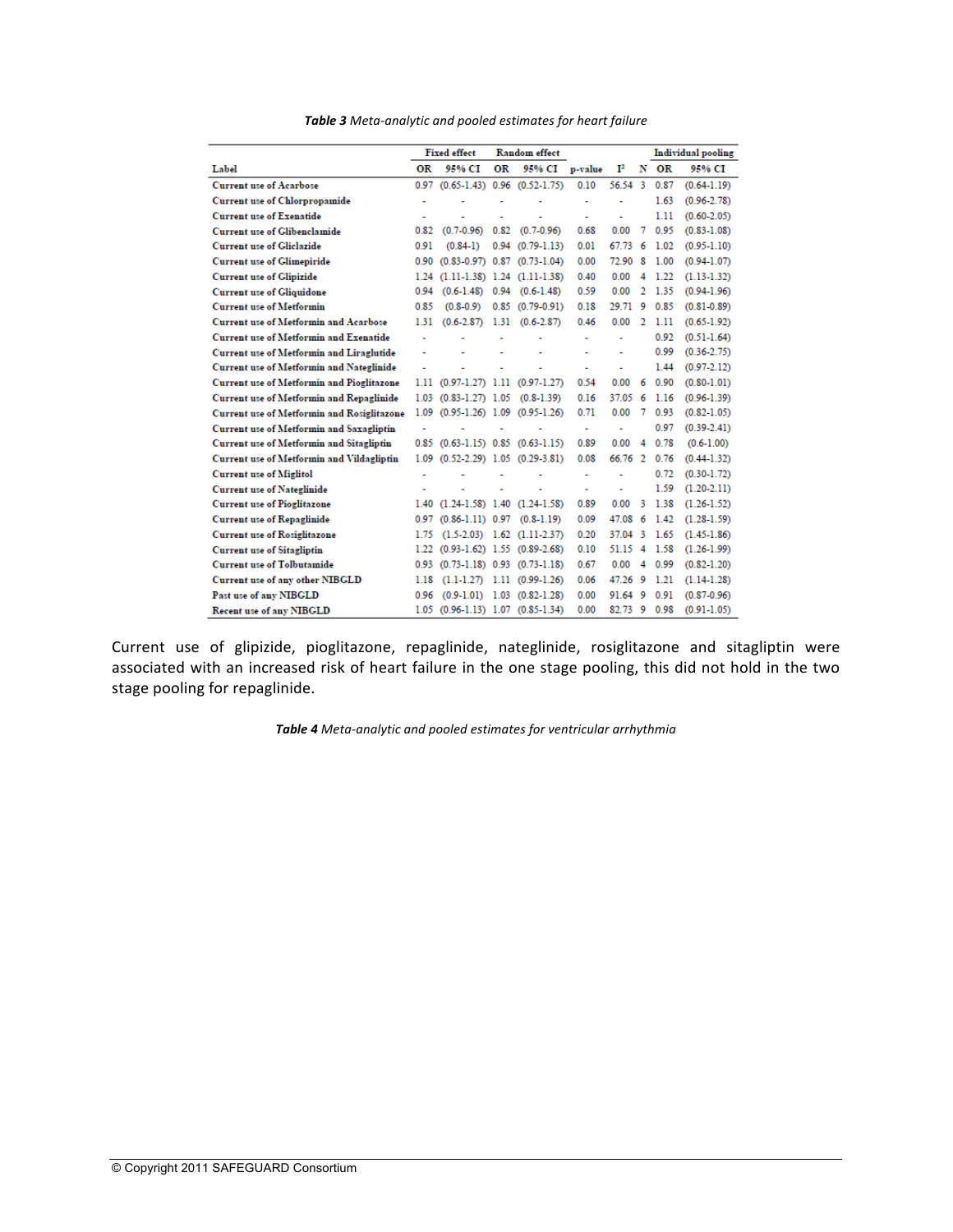***Table 3*** *Meta-analytic and pooled estimates for heart failure*

| | Fixed effect | | Random effect | | | | | Individual pooling | |
|---|---|---|---|---|---|---|---|---|---|
| Label | OR | 95% CI | OR | 95% CI | p-value | I² | N | OR | 95% CI |
| Current use of Acarbose | 0.97 | (0.65-1.43) | 0.96 | (0.52-1.75) | 0.10 | 56.54 | 3 | 0.87 | (0.64-1.19) |
| Current use of Chlorpropamide | - | - | - | - | - | - | | 1.63 | (0.96-2.78) |
| Current use of Exenatide | - | - | - | - | - | - | | 1.11 | (0.60-2.05) |
| Current use of Glibenclamide | 0.82 | (0.7-0.96) | 0.82 | (0.7-0.96) | 0.68 | 0.00 | 7 | 0.95 | (0.83-1.08) |
| Current use of Gliclazide | 0.91 | (0.84-1) | 0.94 | (0.79-1.13) | 0.01 | 67.73 | 6 | 1.02 | (0.95-1.10) |
| Current use of Glimepiride | 0.90 | (0.83-0.97) | 0.87 | (0.73-1.04) | 0.00 | 72.90 | 8 | 1.00 | (0.94-1.07) |
| Current use of Glipizide | 1.24 | (1.11-1.38) | 1.24 | (1.11-1.38) | 0.40 | 0.00 | 4 | 1.22 | (1.13-1.32) |
| Current use of Gliquidone | 0.94 | (0.6-1.48) | 0.94 | (0.6-1.48) | 0.59 | 0.00 | 2 | 1.35 | (0.94-1.96) |
| Current use of Metformin | 0.85 | (0.8-0.9) | 0.85 | (0.79-0.91) | 0.18 | 29.71 | 9 | 0.85 | (0.81-0.89) |
| Current use of Metformin and Acarbose | 1.31 | (0.6-2.87) | 1.31 | (0.6-2.87) | 0.46 | 0.00 | 2 | 1.11 | (0.65-1.92) |
| Current use of Metformin and Exenatide | - | - | - | - | - | - | | 0.92 | (0.51-1.64) |
| Current use of Metformin and Liraglutide | - | - | - | - | - | - | | 0.99 | (0.36-2.75) |
| Current use of Metformin and Nateglinide | - | - | - | - | - | - | | 1.44 | (0.97-2.12) |
| Current use of Metformin and Pioglitazone | 1.11 | (0.97-1.27) | 1.11 | (0.97-1.27) | 0.54 | 0.00 | 6 | 0.90 | (0.80-1.01) |
| Current use of Metformin and Repaglinide | 1.03 | (0.83-1.27) | 1.05 | (0.8-1.39) | 0.16 | 37.05 | 6 | 1.16 | (0.96-1.39) |
| Current use of Metformin and Rosiglitazone | 1.09 | (0.95-1.26) | 1.09 | (0.95-1.26) | 0.71 | 0.00 | 7 | 0.93 | (0.82-1.05) |
| Current use of Metformin and Saxagliptin | - | - | - | - | - | - | | 0.97 | (0.39-2.41) |
| Current use of Metformin and Sitagliptin | 0.85 | (0.63-1.15) | 0.85 | (0.63-1.15) | 0.89 | 0.00 | 4 | 0.78 | (0.6-1.00) |
| Current use of Metformin and Vildagliptin | 1.09 | (0.52-2.29) | 1.05 | (0.29-3.81) | 0.08 | 66.76 | 2 | 0.76 | (0.44-1.32) |
| Current use of Miglitol | - | - | - | - | - | - | | 0.72 | (0.30-1.72) |
| Current use of Nateglinide | - | - | - | - | - | - | | 1.59 | (1.20-2.11) |
| Current use of Pioglitazone | 1.40 | (1.24-1.58) | 1.40 | (1.24-1.58) | 0.89 | 0.00 | 3 | 1.38 | (1.26-1.52) |
| Current use of Repaglinide | 0.97 | (0.86-1.11) | 0.97 | (0.8-1.19) | 0.09 | 47.08 | 6 | 1.42 | (1.28-1.59) |
| Current use of Rosiglitazone | 1.75 | (1.5-2.03) | 1.62 | (1.11-2.37) | 0.20 | 37.04 | 3 | 1.65 | (1.45-1.86) |
| Current use of Sitagliptin | 1.22 | (0.93-1.62) | 1.55 | (0.89-2.68) | 0.10 | 51.15 | 4 | 1.58 | (1.26-1.99) |
| Current use of Tolbutamide | 0.93 | (0.73-1.18) | 0.93 | (0.73-1.18) | 0.67 | 0.00 | 4 | 0.99 | (0.82-1.20) |
| Current use of any other NIBGLD | 1.18 | (1.1-1.27) | 1.11 | (0.99-1.26) | 0.06 | 47.26 | 9 | 1.21 | (1.14-1.28) |
| Past use of any NIBGLD | 0.96 | (0.9-1.01) | 1.03 | (0.82-1.28) | 0.00 | 91.64 | 9 | 0.91 | (0.87-0.96) |
| Recent use of any NIBGLD | 1.05 | (0.96-1.13) | 1.07 | (0.85-1.34) | 0.00 | 82.73 | 9 | 0.98 | (0.91-1.05) |

Current use of glipizide, pioglitazone, repaglinide, nateglinide, rosiglitazone and sitagliptin were associated with an increased risk of heart failure in the one stage pooling, this did not hold in the two stage pooling for repaglinide.

***Table 4*** *Meta-analytic and pooled estimates for ventricular arrhythmia*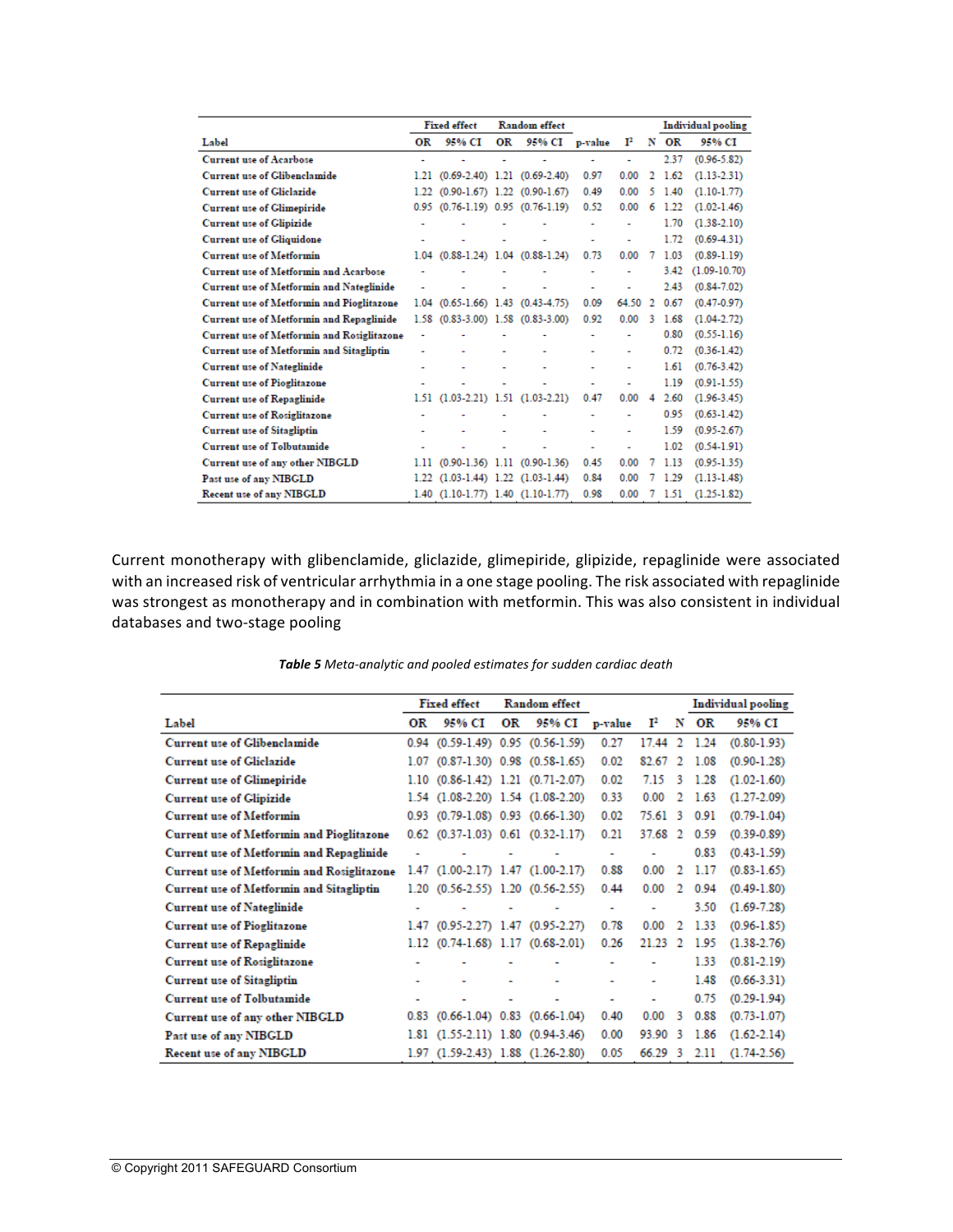| Label | Fixed effect | | Random effect | | p-value | $I^2$ | N | Individual pooling | |
|---|---|---|---|---|---|---|---|---|---|
| | OR | 95% CI | OR | 95% CI | | | | OR | 95% CI |
| Current use of Acarbose | - | - | - | - | - | - | | 2.37 | (0.96-5.82) |
| Current use of Glibenclamide | 1.21 | (0.69-2.40) | 1.21 | (0.69-2.40) | 0.97 | 0.00 | 2 | 1.62 | (1.13-2.31) |
| Current use of Gliclazide | 1.22 | (0.90-1.67) | 1.22 | (0.90-1.67) | 0.49 | 0.00 | 5 | 1.40 | (1.10-1.77) |
| Current use of Glimepiride | 0.95 | (0.76-1.19) | 0.95 | (0.76-1.19) | 0.52 | 0.00 | 6 | 1.22 | (1.02-1.46) |
| Current use of Glipizide | - | - | - | - | - | - | | 1.70 | (1.38-2.10) |
| Current use of Gliquidone | - | - | - | - | - | - | | 1.72 | (0.69-4.31) |
| Current use of Metformin | 1.04 | (0.88-1.24) | 1.04 | (0.88-1.24) | 0.73 | 0.00 | 7 | 1.03 | (0.89-1.19) |
| Current use of Metformin and Acarbose | - | - | - | - | - | - | | 3.42 | (1.09-10.70) |
| Current use of Metformin and Nateglinide | - | - | - | - | - | - | | 2.43 | (0.84-7.02) |
| Current use of Metformin and Pioglitazone | 1.04 | (0.65-1.66) | 1.43 | (0.43-4.75) | 0.09 | 64.50 | 2 | 0.67 | (0.47-0.97) |
| Current use of Metformin and Repaglinide | 1.58 | (0.83-3.00) | 1.58 | (0.83-3.00) | 0.92 | 0.00 | 3 | 1.68 | (1.04-2.72) |
| Current use of Metformin and Rosiglitazone | - | - | - | - | - | - | | 0.80 | (0.55-1.16) |
| Current use of Metformin and Sitagliptin | - | - | - | - | - | - | | 0.72 | (0.36-1.42) |
| Current use of Nateglinide | - | - | - | - | - | - | | 1.61 | (0.76-3.42) |
| Current use of Pioglitazone | - | - | - | - | - | - | | 1.19 | (0.91-1.55) |
| Current use of Repaglinide | 1.51 | (1.03-2.21) | 1.51 | (1.03-2.21) | 0.47 | 0.00 | 4 | 2.60 | (1.96-3.45) |
| Current use of Rosiglitazone | - | - | - | - | - | - | | 0.95 | (0.63-1.42) |
| Current use of Sitagliptin | - | - | - | - | - | - | | 1.59 | (0.95-2.67) |
| Current use of Tolbutamide | - | - | - | - | - | - | | 1.02 | (0.54-1.91) |
| Current use of any other NIBGLD | 1.11 | (0.90-1.36) | 1.11 | (0.90-1.36) | 0.45 | 0.00 | 7 | 1.13 | (0.95-1.35) |
| Past use of any NIBGLD | 1.22 | (1.03-1.44) | 1.22 | (1.03-1.44) | 0.84 | 0.00 | 7 | 1.29 | (1.13-1.48) |
| Recent use of any NIBGLD | 1.40 | (1.10-1.77) | 1.40 | (1.10-1.77) | 0.98 | 0.00 | 7 | 1.51 | (1.25-1.82) |

Current monotherapy with glibenclamide, gliclazide, glimepiride, glipizide, repaglinide were associated with an increased risk of ventricular arrhythmia in a one stage pooling. The risk associated with repaglinide was strongest as monotherapy and in combination with metformin. This was also consistent in individual databases and two-stage pooling

***Table 5*** *Meta-analytic and pooled estimates for sudden cardiac death*

| Label | Fixed effect | | Random effect | | p-value | $I^2$ | N | Individual pooling | |
|---|---|---|---|---|---|---|---|---|---|
| | OR | 95% CI | OR | 95% CI | | | | OR | 95% CI |
| Current use of Glibenclamide | 0.94 | (0.59-1.49) | 0.95 | (0.56-1.59) | 0.27 | 17.44 | 2 | 1.24 | (0.80-1.93) |
| Current use of Gliclazide | 1.07 | (0.87-1.30) | 0.98 | (0.58-1.65) | 0.02 | 82.67 | 2 | 1.08 | (0.90-1.28) |
| Current use of Glimepiride | 1.10 | (0.86-1.42) | 1.21 | (0.71-2.07) | 0.02 | 7.15 | 3 | 1.28 | (1.02-1.60) |
| Current use of Glipizide | 1.54 | (1.08-2.20) | 1.54 | (1.08-2.20) | 0.33 | 0.00 | 2 | 1.63 | (1.27-2.09) |
| Current use of Metformin | 0.93 | (0.79-1.08) | 0.93 | (0.66-1.30) | 0.02 | 75.61 | 3 | 0.91 | (0.79-1.04) |
| Current use of Metformin and Pioglitazone | 0.62 | (0.37-1.03) | 0.61 | (0.32-1.17) | 0.21 | 37.68 | 2 | 0.59 | (0.39-0.89) |
| Current use of Metformin and Repaglinide | - | - | - | - | - | - | | 0.83 | (0.43-1.59) |
| Current use of Metformin and Rosiglitazone | 1.47 | (1.00-2.17) | 1.47 | (1.00-2.17) | 0.88 | 0.00 | 2 | 1.17 | (0.83-1.65) |
| Current use of Metformin and Sitagliptin | 1.20 | (0.56-2.55) | 1.20 | (0.56-2.55) | 0.44 | 0.00 | 2 | 0.94 | (0.49-1.80) |
| Current use of Nateglinide | - | - | - | - | - | - | | 3.50 | (1.69-7.28) |
| Current use of Pioglitazone | 1.47 | (0.95-2.27) | 1.47 | (0.95-2.27) | 0.78 | 0.00 | 2 | 1.33 | (0.96-1.85) |
| Current use of Repaglinide | 1.12 | (0.74-1.68) | 1.17 | (0.68-2.01) | 0.26 | 21.23 | 2 | 1.95 | (1.38-2.76) |
| Current use of Rosiglitazone | - | - | - | - | - | - | | 1.33 | (0.81-2.19) |
| Current use of Sitagliptin | - | - | - | - | - | - | | 1.48 | (0.66-3.31) |
| Current use of Tolbutamide | - | - | - | - | - | - | | 0.75 | (0.29-1.94) |
| Current use of any other NIBGLD | 0.83 | (0.66-1.04) | 0.83 | (0.66-1.04) | 0.40 | 0.00 | 3 | 0.88 | (0.73-1.07) |
| Past use of any NIBGLD | 1.81 | (1.55-2.11) | 1.80 | (0.94-3.46) | 0.00 | 93.90 | 3 | 1.86 | (1.62-2.14) |
| Recent use of any NIBGLD | 1.97 | (1.59-2.43) | 1.88 | (1.26-2.80) | 0.05 | 66.29 | 3 | 2.11 | (1.74-2.56) |

© Copyright 2011 SAFEGUARD Consortium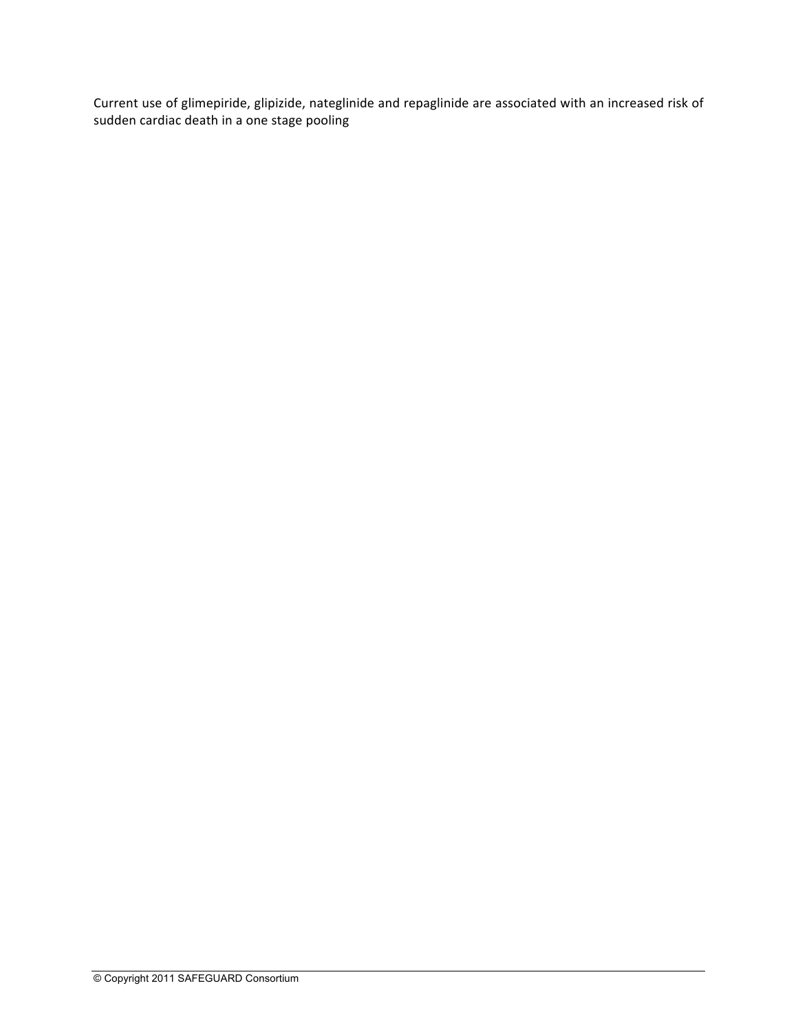Current use of glimepiride, glipizide, nateglinide and repaglinide are associated with an increased risk of sudden cardiac death in a one stage pooling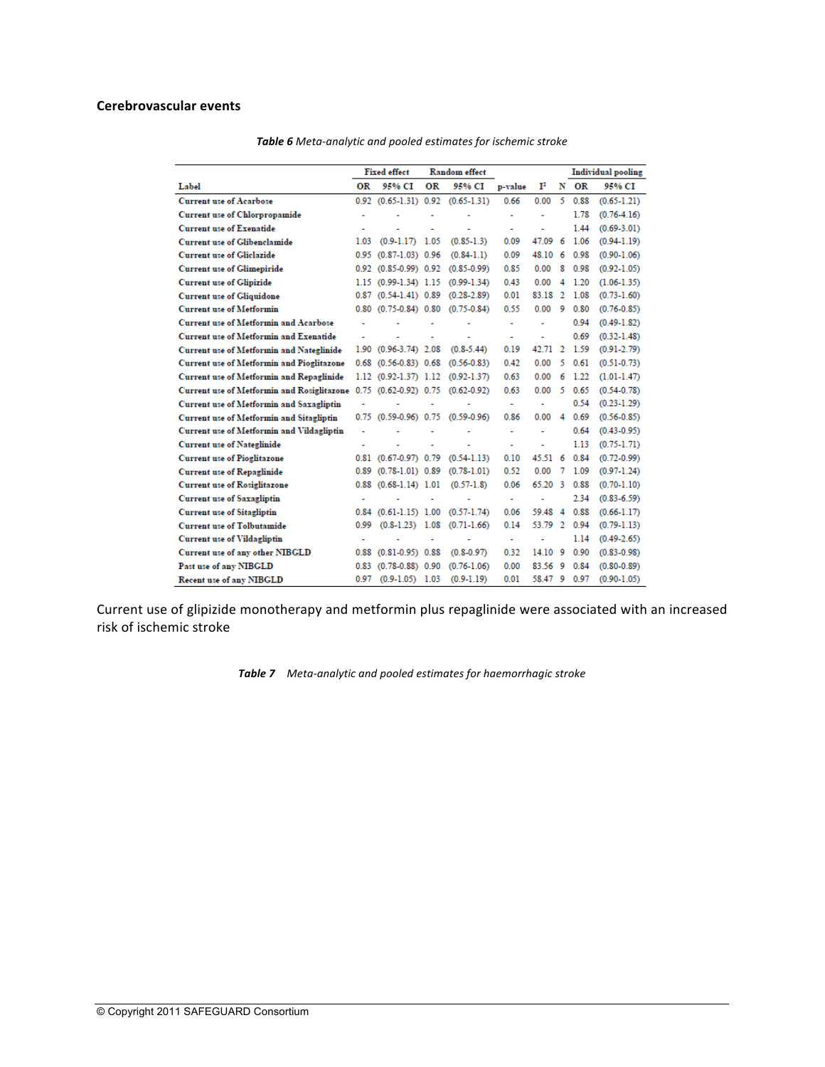**Cerebrovascular events**

***Table 6*** *Meta-analytic and pooled estimates for ischemic stroke*

| | Fixed effect | | Random effect | | | | | Individual pooling | |
|---|---|---|---|---|---|---|---|---|---|
| Label | OR | 95% CI | OR | 95% CI | p-value | $I^2$ | N | OR | 95% CI |
| Current use of Acarbose | 0.92 | (0.65-1.31) | 0.92 | (0.65-1.31) | 0.66 | 0.00 | 5 | 0.88 | (0.65-1.21) |
| Current use of Chlorpropamide | - | - | - | - | - | - | | 1.78 | (0.76-4.16) |
| Current use of Exenatide | - | - | - | - | - | - | | 1.44 | (0.69-3.01) |
| Current use of Glibenclamide | 1.03 | (0.9-1.17) | 1.05 | (0.85-1.3) | 0.09 | 47.09 | 6 | 1.06 | (0.94-1.19) |
| Current use of Gliclazide | 0.95 | (0.87-1.03) | 0.96 | (0.84-1.1) | 0.09 | 48.10 | 6 | 0.98 | (0.90-1.06) |
| Current use of Glimepiride | 0.92 | (0.85-0.99) | 0.92 | (0.85-0.99) | 0.85 | 0.00 | 8 | 0.98 | (0.92-1.05) |
| Current use of Glipizide | 1.15 | (0.99-1.34) | 1.15 | (0.99-1.34) | 0.43 | 0.00 | 4 | 1.20 | (1.06-1.35) |
| Current use of Gliquidone | 0.87 | (0.54-1.41) | 0.89 | (0.28-2.89) | 0.01 | 83.18 | 2 | 1.08 | (0.73-1.60) |
| Current use of Metformin | 0.80 | (0.75-0.84) | 0.80 | (0.75-0.84) | 0.55 | 0.00 | 9 | 0.80 | (0.76-0.85) |
| Current use of Metformin and Acarbose | - | - | - | - | - | - | | 0.94 | (0.49-1.82) |
| Current use of Metformin and Exenatide | - | - | - | - | - | - | | 0.69 | (0.32-1.48) |
| Current use of Metformin and Nateglinide | 1.90 | (0.96-3.74) | 2.08 | (0.8-5.44) | 0.19 | 42.71 | 2 | 1.59 | (0.91-2.79) |
| Current use of Metformin and Pioglitazone | 0.68 | (0.56-0.83) | 0.68 | (0.56-0.83) | 0.42 | 0.00 | 5 | 0.61 | (0.51-0.73) |
| Current use of Metformin and Repaglinide | 1.12 | (0.92-1.37) | 1.12 | (0.92-1.37) | 0.63 | 0.00 | 6 | 1.22 | (1.01-1.47) |
| Current use of Metformin and Rosiglitazone | 0.75 | (0.62-0.92) | 0.75 | (0.62-0.92) | 0.63 | 0.00 | 5 | 0.65 | (0.54-0.78) |
| Current use of Metformin and Saxagliptin | - | - | - | - | - | - | | 0.54 | (0.23-1.29) |
| Current use of Metformin and Sitagliptin | 0.75 | (0.59-0.96) | 0.75 | (0.59-0.96) | 0.86 | 0.00 | 4 | 0.69 | (0.56-0.85) |
| Current use of Metformin and Vildagliptin | - | - | - | - | - | - | | 0.64 | (0.43-0.95) |
| Current use of Nateglinide | - | - | - | - | - | - | | 1.13 | (0.75-1.71) |
| Current use of Pioglitazone | 0.81 | (0.67-0.97) | 0.79 | (0.54-1.13) | 0.10 | 45.51 | 6 | 0.84 | (0.72-0.99) |
| Current use of Repaglinide | 0.89 | (0.78-1.01) | 0.89 | (0.78-1.01) | 0.52 | 0.00 | 7 | 1.09 | (0.97-1.24) |
| Current use of Rosiglitazone | 0.88 | (0.68-1.14) | 1.01 | (0.57-1.8) | 0.06 | 65.20 | 3 | 0.88 | (0.70-1.10) |
| Current use of Saxagliptin | - | - | - | - | - | - | | 2.34 | (0.83-6.59) |
| Current use of Sitagliptin | 0.84 | (0.61-1.15) | 1.00 | (0.57-1.74) | 0.06 | 59.48 | 4 | 0.88 | (0.66-1.17) |
| Current use of Tolbutamide | 0.99 | (0.8-1.23) | 1.08 | (0.71-1.66) | 0.14 | 53.79 | 2 | 0.94 | (0.79-1.13) |
| Current use of Vildagliptin | - | - | - | - | - | - | | 1.14 | (0.49-2.65) |
| Current use of any other NIBGLD | 0.88 | (0.81-0.95) | 0.88 | (0.8-0.97) | 0.32 | 14.10 | 9 | 0.90 | (0.83-0.98) |
| Past use of any NIBGLD | 0.83 | (0.78-0.88) | 0.90 | (0.76-1.06) | 0.00 | 83.56 | 9 | 0.84 | (0.80-0.89) |
| Recent use of any NIBGLD | 0.97 | (0.9-1.05) | 1.03 | (0.9-1.19) | 0.01 | 58.47 | 9 | 0.97 | (0.90-1.05) |

Current use of glipizide monotherapy and metformin plus repaglinide were associated with an increased risk of ischemic stroke

***Table 7*** *Meta-analytic and pooled estimates for haemorrhagic stroke*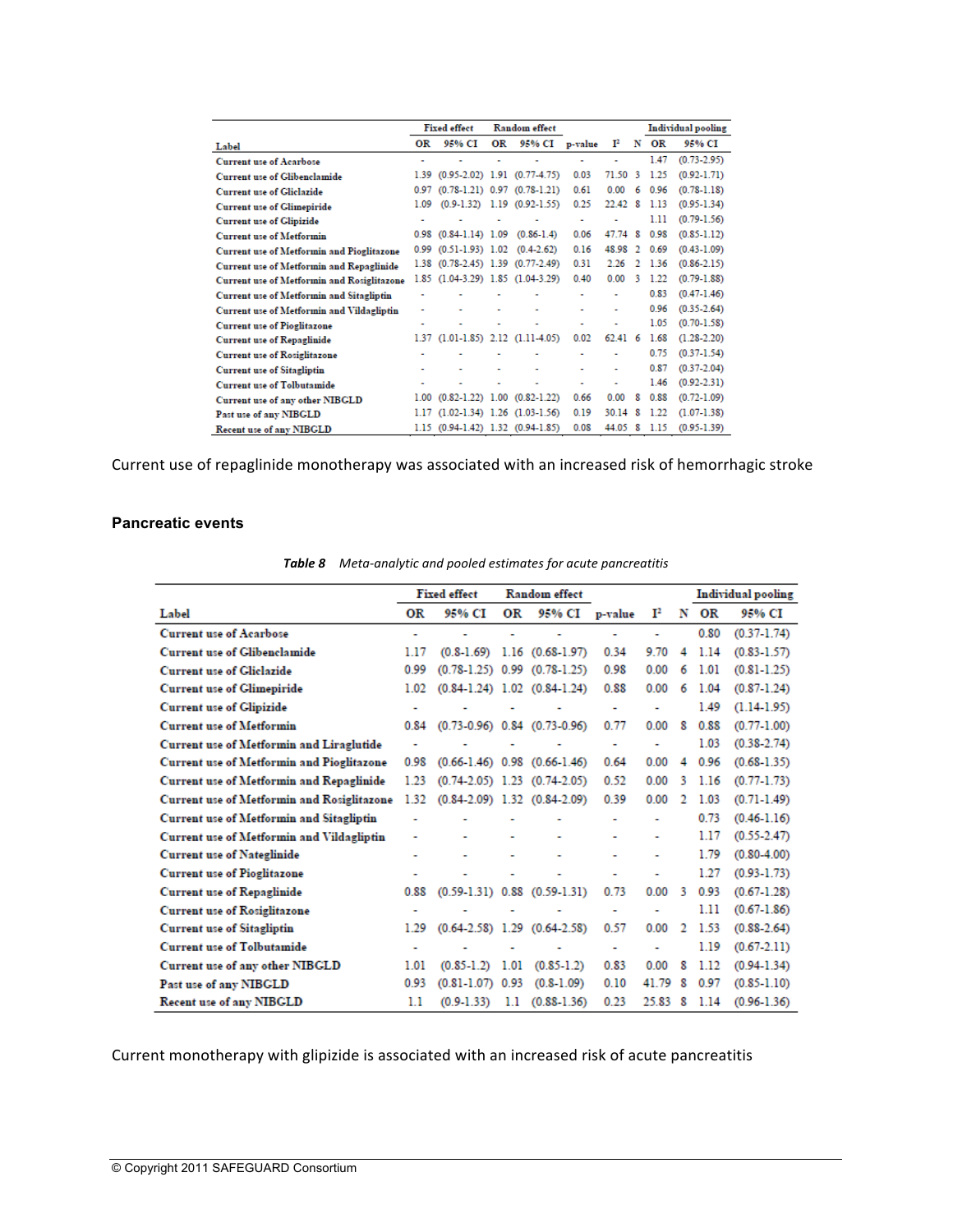| Label | Fixed effect | | Random effect | | p-value | I² | N | Individual pooling | |
|---|---|---|---|---|---|---|---|---|---|
| | OR | 95% CI | OR | 95% CI | | | | OR | 95% CI |
| Current use of Acarbose | - | - | - | - | - | - | | 1.47 | (0.73-2.95) |
| Current use of Glibenclamide | 1.39 | (0.95-2.02) | 1.91 | (0.77-4.75) | 0.03 | 71.50 | 3 | 1.25 | (0.92-1.71) |
| Current use of Gliclazide | 0.97 | (0.78-1.21) | 0.97 | (0.78-1.21) | 0.61 | 0.00 | 6 | 0.96 | (0.78-1.18) |
| Current use of Glimepiride | 1.09 | (0.9-1.32) | 1.19 | (0.92-1.55) | 0.25 | 22.42 | 8 | 1.13 | (0.95-1.34) |
| Current use of Glipizide | - | - | - | - | - | - | | 1.11 | (0.79-1.56) |
| Current use of Metformin | 0.98 | (0.84-1.14) | 1.09 | (0.86-1.4) | 0.06 | 47.74 | 8 | 0.98 | (0.85-1.12) |
| Current use of Metformin and Pioglitazone | 0.99 | (0.51-1.93) | 1.02 | (0.4-2.62) | 0.16 | 48.98 | 2 | 0.69 | (0.43-1.09) |
| Current use of Metformin and Repaglinide | 1.38 | (0.78-2.45) | 1.39 | (0.77-2.49) | 0.31 | 2.26 | 2 | 1.36 | (0.86-2.15) |
| Current use of Metformin and Rosiglitazone | 1.85 | (1.04-3.29) | 1.85 | (1.04-3.29) | 0.40 | 0.00 | 3 | 1.22 | (0.79-1.88) |
| Current use of Metformin and Sitagliptin | - | - | - | - | - | - | | 0.83 | (0.47-1.46) |
| Current use of Metformin and Vildagliptin | - | - | - | - | - | - | | 0.96 | (0.35-2.64) |
| Current use of Pioglitazone | - | - | - | - | - | - | | 1.05 | (0.70-1.58) |
| Current use of Repaglinide | 1.37 | (1.01-1.85) | 2.12 | (1.11-4.05) | 0.02 | 62.41 | 6 | 1.68 | (1.28-2.20) |
| Current use of Rosiglitazone | - | - | - | - | - | - | | 0.75 | (0.37-1.54) |
| Current use of Sitagliptin | - | - | - | - | - | - | | 0.87 | (0.37-2.04) |
| Current use of Tolbutamide | - | - | - | - | - | - | | 1.46 | (0.92-2.31) |
| Current use of any other NIBGLD | 1.00 | (0.82-1.22) | 1.00 | (0.82-1.22) | 0.66 | 0.00 | 8 | 0.88 | (0.72-1.09) |
| Past use of any NIBGLD | 1.17 | (1.02-1.34) | 1.26 | (1.03-1.56) | 0.19 | 30.14 | 8 | 1.22 | (1.07-1.38) |
| Recent use of any NIBGLD | 1.15 | (0.94-1.42) | 1.32 | (0.94-1.85) | 0.08 | 44.05 | 8 | 1.15 | (0.95-1.39) |

Current use of repaglinide monotherapy was associated with an increased risk of hemorrhagic stroke

#### Pancreatic events

***Table 8*** *Meta-analytic and pooled estimates for acute pancreatitis*

| Label | Fixed effect | | Random effect | | p-value | I² | N | Individual pooling | |
|---|---|---|---|---|---|---|---|---|---|
| | OR | 95% CI | OR | 95% CI | | | | OR | 95% CI |
| Current use of Acarbose | - | - | - | - | - | - | | 0.80 | (0.37-1.74) |
| Current use of Glibenclamide | 1.17 | (0.8-1.69) | 1.16 | (0.68-1.97) | 0.34 | 9.70 | 4 | 1.14 | (0.83-1.57) |
| Current use of Gliclazide | 0.99 | (0.78-1.25) | 0.99 | (0.78-1.25) | 0.98 | 0.00 | 6 | 1.01 | (0.81-1.25) |
| Current use of Glimepiride | 1.02 | (0.84-1.24) | 1.02 | (0.84-1.24) | 0.88 | 0.00 | 6 | 1.04 | (0.87-1.24) |
| Current use of Glipizide | - | - | - | - | - | - | | 1.49 | (1.14-1.95) |
| Current use of Metformin | 0.84 | (0.73-0.96) | 0.84 | (0.73-0.96) | 0.77 | 0.00 | 8 | 0.88 | (0.77-1.00) |
| Current use of Metformin and Liraglutide | - | - | - | - | - | - | | 1.03 | (0.38-2.74) |
| Current use of Metformin and Pioglitazone | 0.98 | (0.66-1.46) | 0.98 | (0.66-1.46) | 0.64 | 0.00 | 4 | 0.96 | (0.68-1.35) |
| Current use of Metformin and Repaglinide | 1.23 | (0.74-2.05) | 1.23 | (0.74-2.05) | 0.52 | 0.00 | 3 | 1.16 | (0.77-1.73) |
| Current use of Metformin and Rosiglitazone | 1.32 | (0.84-2.09) | 1.32 | (0.84-2.09) | 0.39 | 0.00 | 2 | 1.03 | (0.71-1.49) |
| Current use of Metformin and Sitagliptin | - | - | - | - | - | - | | 0.73 | (0.46-1.16) |
| Current use of Metformin and Vildagliptin | - | - | - | - | - | - | | 1.17 | (0.55-2.47) |
| Current use of Nateglinide | - | - | - | - | - | - | | 1.79 | (0.80-4.00) |
| Current use of Pioglitazone | - | - | - | - | - | - | | 1.27 | (0.93-1.73) |
| Current use of Repaglinide | 0.88 | (0.59-1.31) | 0.88 | (0.59-1.31) | 0.73 | 0.00 | 3 | 0.93 | (0.67-1.28) |
| Current use of Rosiglitazone | - | - | - | - | - | - | | 1.11 | (0.67-1.86) |
| Current use of Sitagliptin | 1.29 | (0.64-2.58) | 1.29 | (0.64-2.58) | 0.57 | 0.00 | 2 | 1.53 | (0.88-2.64) |
| Current use of Tolbutamide | - | - | - | - | - | - | | 1.19 | (0.67-2.11) |
| Current use of any other NIBGLD | 1.01 | (0.85-1.2) | 1.01 | (0.85-1.2) | 0.83 | 0.00 | 8 | 1.12 | (0.94-1.34) |
| Past use of any NIBGLD | 0.93 | (0.81-1.07) | 0.93 | (0.8-1.09) | 0.10 | 41.79 | 8 | 0.97 | (0.85-1.10) |
| Recent use of any NIBGLD | 1.1 | (0.9-1.33) | 1.1 | (0.88-1.36) | 0.23 | 25.83 | 8 | 1.14 | (0.96-1.36) |

Current monotherapy with glipizide is associated with an increased risk of acute pancreatitis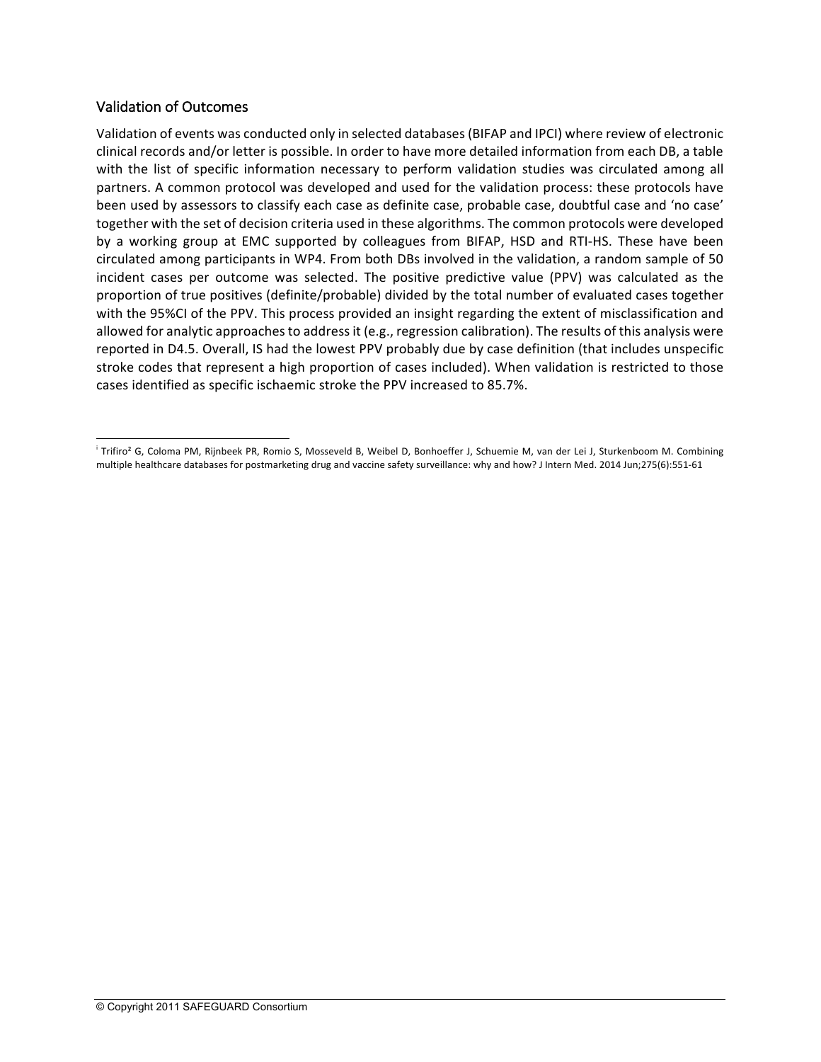## Validation of Outcomes

Validation of events was conducted only in selected databases (BIFAP and IPCI) where review of electronic clinical records and/or letter is possible. In order to have more detailed information from each DB, a table with the list of specific information necessary to perform validation studies was circulated among all partners. A common protocol was developed and used for the validation process: these protocols have been used by assessors to classify each case as definite case, probable case, doubtful case and 'no case' together with the set of decision criteria used in these algorithms. The common protocols were developed by a working group at EMC supported by colleagues from BIFAP, HSD and RTI-HS. These have been circulated among participants in WP4. From both DBs involved in the validation, a random sample of 50 incident cases per outcome was selected. The positive predictive value (PPV) was calculated as the proportion of true positives (definite/probable) divided by the total number of evaluated cases together with the 95%CI of the PPV. This process provided an insight regarding the extent of misclassification and allowed for analytic approaches to address it (e.g., regression calibration). The results of this analysis were reported in D4.5. Overall, IS had the lowest PPV probably due by case definition (that includes unspecific stroke codes that represent a high proportion of cases included). When validation is restricted to those cases identified as specific ischaemic stroke the PPV increased to 85.7%.

---

[i] Trifirò G, Coloma PM, Rijnbeek PR, Romio S, Mosseveld B, Weibel D, Bonhoeffer J, Schuemie M, van der Lei J, Sturkenboom M. Combining multiple healthcare databases for postmarketing drug and vaccine safety surveillance: why and how? J Intern Med. 2014 Jun;275(6):551-61

© Copyright 2011 SAFEGUARD Consortium